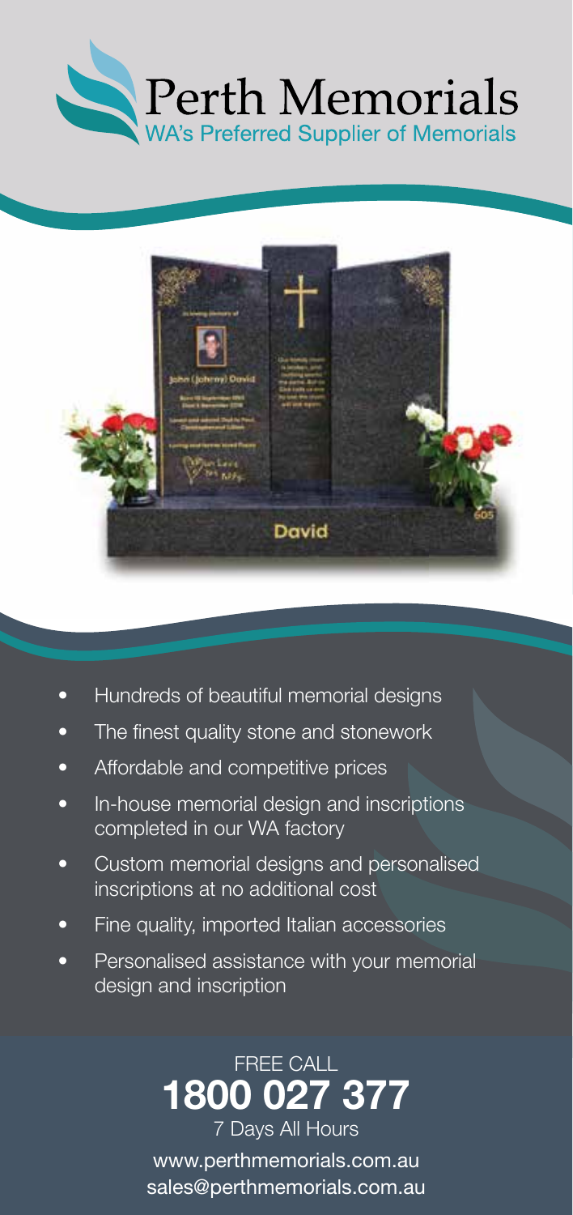# Perth Memorials

WA's Preferred Supplier of Memorials

- Hundreds of beautiful memorial designs
- The finest quality stone and stonework
- Affordable and competitive prices
- In-house memorial design and inscriptions completed in our WA factory
- Custom memorial designs and personalised inscriptions at no additional cost
- Fine quality, imported Italian accessories
- Personalised assistance with your memorial design and inscription

FREE CALL

**1800 027 377**

7 Days All Hours

www.perthmemorials.com.au

sales@perthmemorials.com.au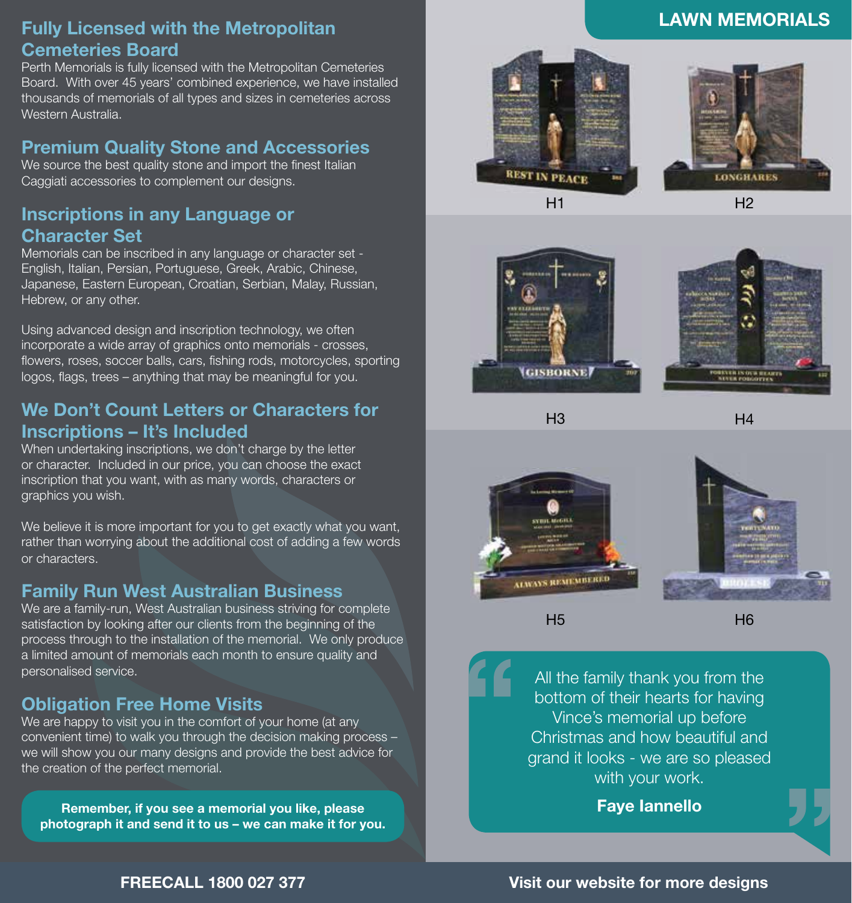## Fully Licensed with the Metropolitan Cemeteries Board

Perth Memorials is fully licensed with the Metropolitan Cemeteries Board. With over 45 years' combined experience, we have installed thousands of memorials of all types and sizes in cemeteries across Western Australia.

## Premium Quality Stone and Accessories

We source the best quality stone and import the finest Italian Caggiati accessories to complement our designs.

## Inscriptions in any Language or Character Set

Memorials can be inscribed in any language or character set - English, Italian, Persian, Portuguese, Greek, Arabic, Chinese, Japanese, Eastern European, Croatian, Serbian, Malay, Russian, Hebrew, or any other.

Using advanced design and inscription technology, we often incorporate a wide array of graphics onto memorials - crosses, flowers, roses, soccer balls, cars, fishing rods, motorcycles, sporting logos, flags, trees – anything that may be meaningful for you.

## We Don't Count Letters or Characters for Inscriptions – It's Included

When undertaking inscriptions, we don't charge by the letter or character. Included in our price, you can choose the exact inscription that you want, with as many words, characters or graphics you wish.

We believe it is more important for you to get exactly what you want, rather than worrying about the additional cost of adding a few words or characters.

## Family Run West Australian Business

We are a family-run, West Australian business striving for complete satisfaction by looking after our clients from the beginning of the process through to the installation of the memorial. We only produce a limited amount of memorials each month to ensure quality and personalised service.

## Obligation Free Home Visits

We are happy to visit you in the comfort of your home (at any convenient time) to walk you through the decision making process – we will show you our many designs and provide the best advice for the creation of the perfect memorial.

**Remember, if you see a memorial you like, please photograph it and send it to us – we can make it for you.**

## LAWN MEMORIALS

H1

H2

H3

H4

H5

H6

> All the family thank you from the bottom of their hearts for having Vince's memorial up before Christmas and how beautiful and grand it looks - we are so pleased with your work.
>
> **Faye Iannello**

**FREECALL 1800 027 377**

**Visit our website for more designs**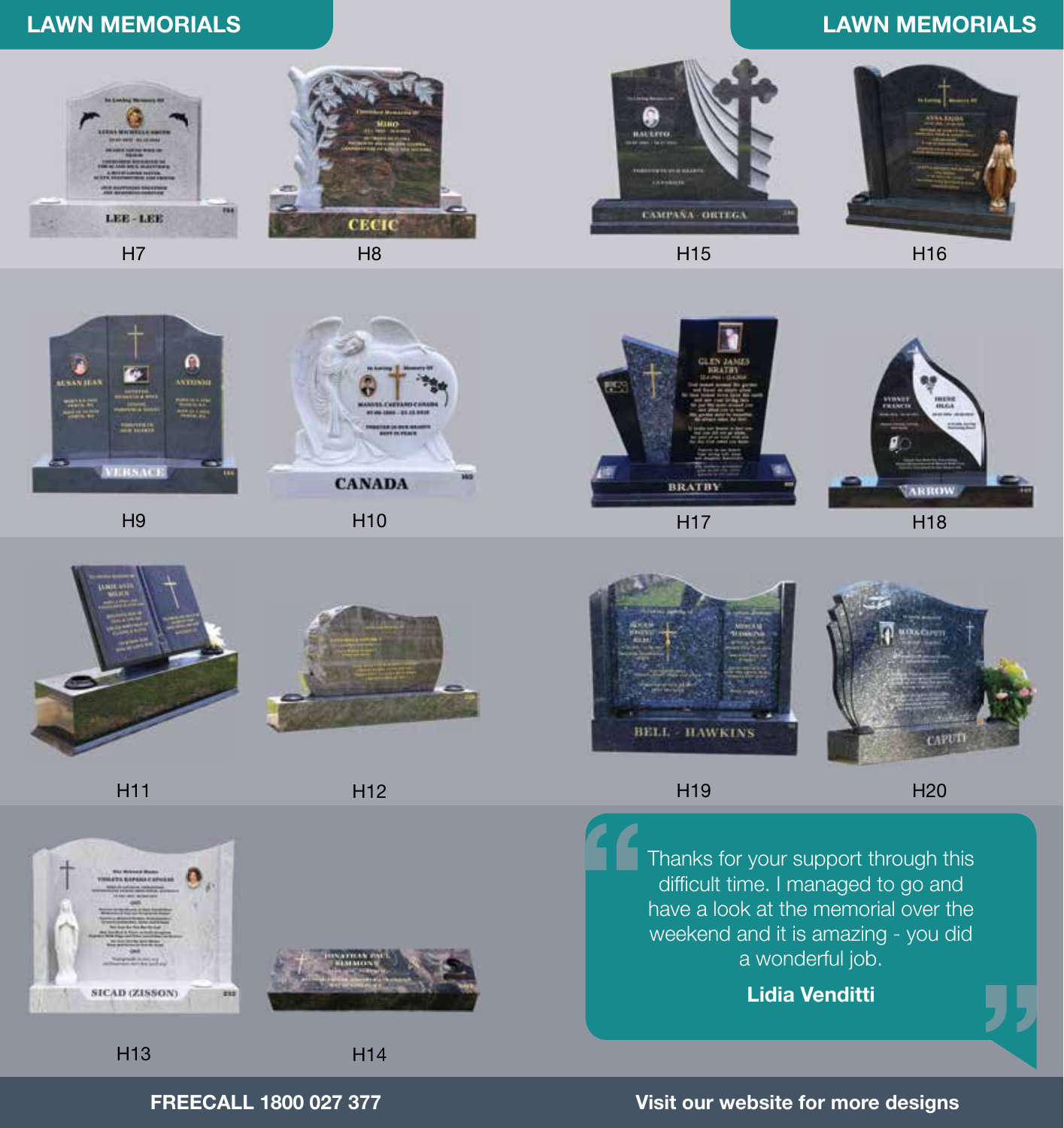## LAWN MEMORIALS

H7

H8

H9

H10

H11

H12

H13

H14

## LAWN MEMORIALS

H15

H16

H17

H18

H19

H20

> Thanks for your support through this difficult time. I managed to go and have a look at the memorial over the weekend and it is amazing - you did a wonderful job.
>
> **Lidia Venditti**

**FREECALL 1800 027 377**

**Visit our website for more designs**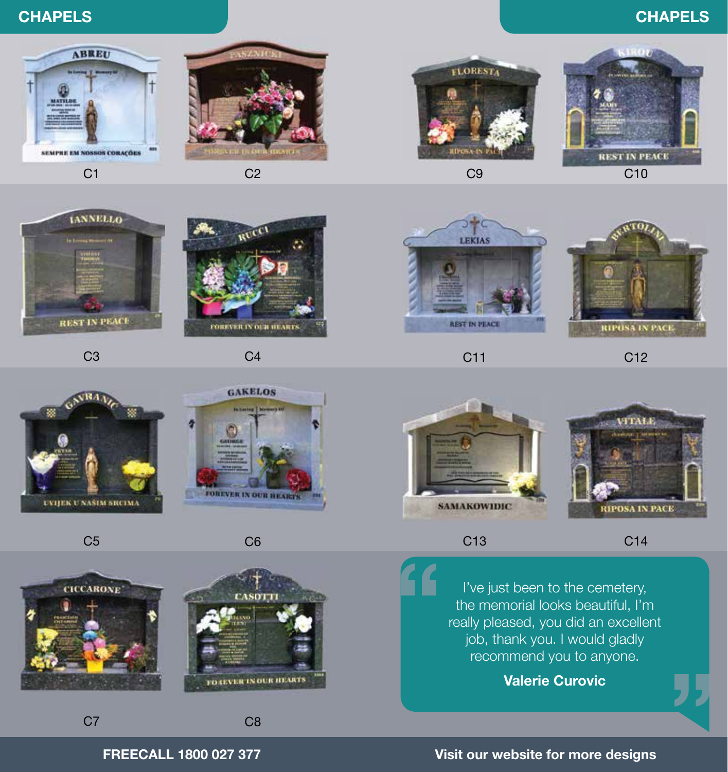# CHAPELS

C1

C2

C3

C4

C5

C6

C7

C8

C9

C10

C11

C12

C13

C14

> I've just been to the cemetery, the memorial looks beautiful, I'm really pleased, you did an excellent job, thank you. I would gladly recommend you to anyone.
>
> **Valerie Curovic**

**FREECALL 1800 027 377**

**Visit our website for more designs**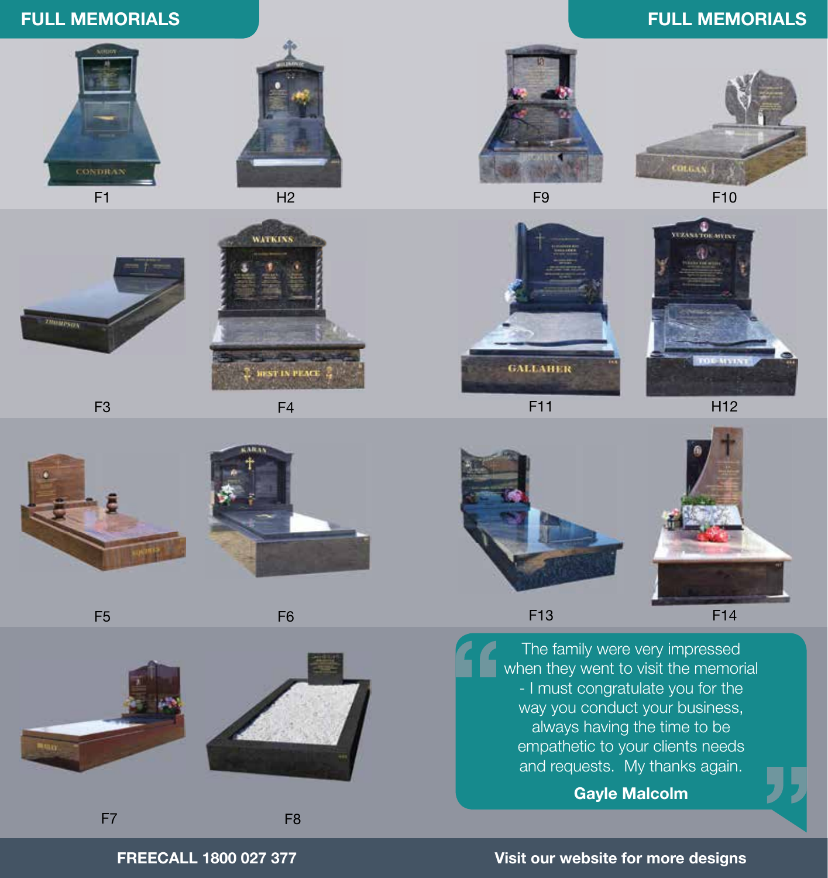## FULL MEMORIALS

F1

H2

F3

F4

F5

F6

F7

F8

## FULL MEMORIALS

F9

F10

F11

H12

F13

F14

> The family were very impressed when they went to visit the memorial - I must congratulate you for the way you conduct your business, always having the time to be empathetic to your clients needs and requests. My thanks again.
>
> **Gayle Malcolm**

**FREECALL 1800 027 377**

**Visit our website for more designs**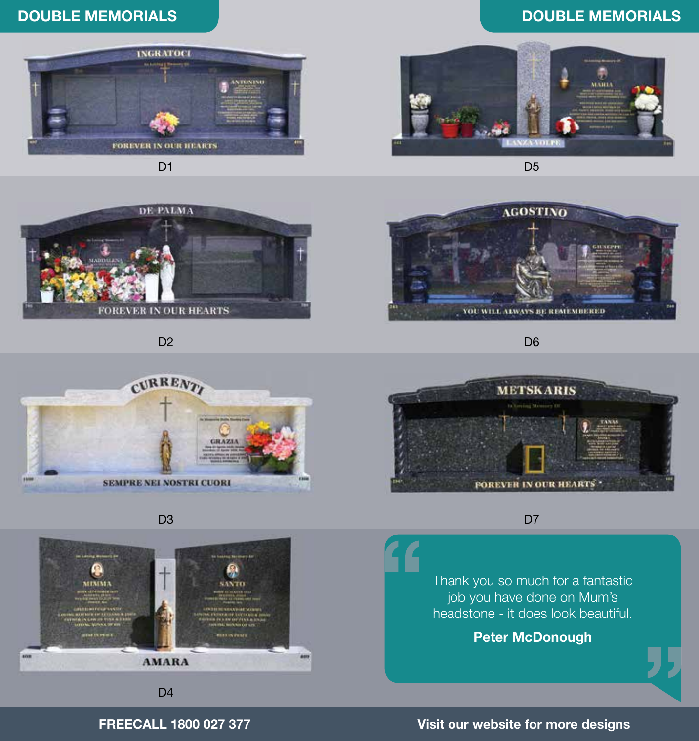## DOUBLE MEMORIALS

D1

D2

D3

D4

## DOUBLE MEMORIALS

D5

D6

D7

> Thank you so much for a fantastic job you have done on Mum's headstone - it does look beautiful.
>
> **Peter McDonough**

**FREECALL 1800 027 377**

**Visit our website for more designs**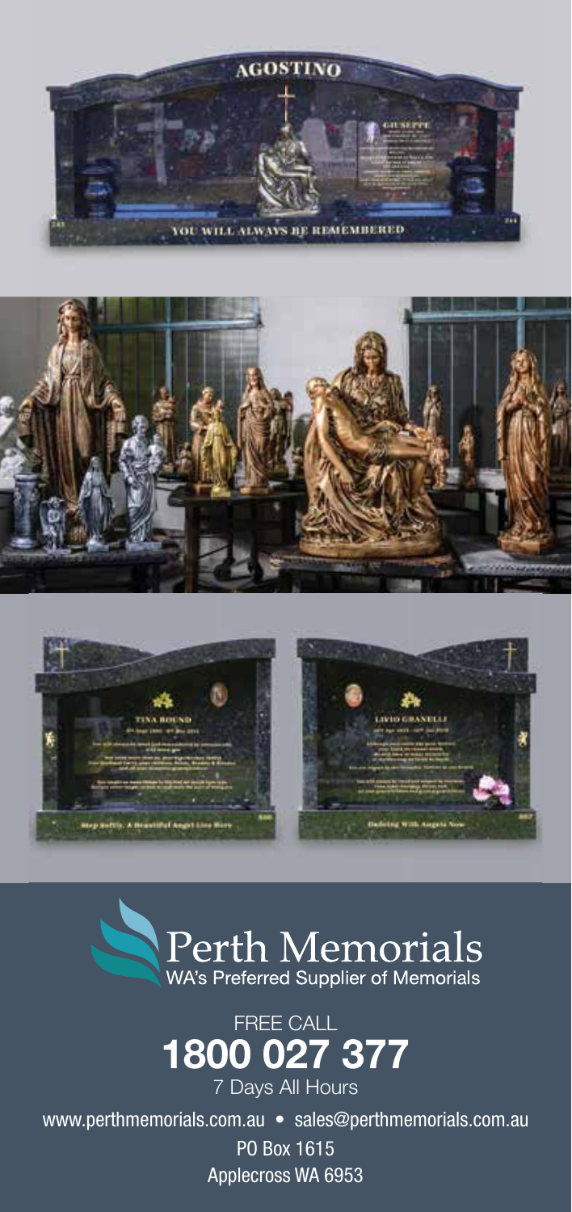# Perth Memorials

WA's Preferred Supplier of Memorials

FREE CALL

**1800 027 377**

7 Days All Hours

www.perthmemorials.com.au • sales@perthmemorials.com.au

PO Box 1615

Applecross WA 6953